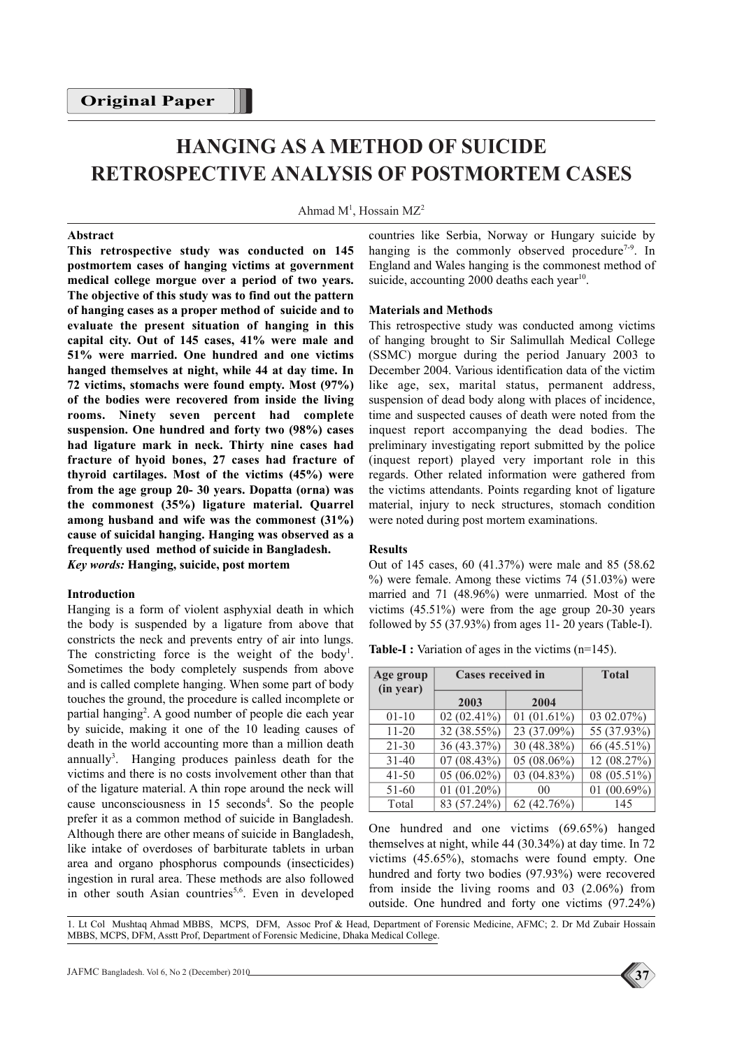Original Paper

# HANGING AS A METHOD OF SUICIDE RETROSPECTIVE ANALYSIS OF POSTMORTEM CASES

Ahmad M[1], Hossain MZ[2]

## Abstract

**This retrospective study was conducted on 145 postmortem cases of hanging victims at government medical college morgue over a period of two years. The objective of this study was to find out the pattern of hanging cases as a proper method of suicide and to evaluate the present situation of hanging in this capital city. Out of 145 cases, 41% were male and 51% were married. One hundred and one victims hanged themselves at night, while 44 at day time. In 72 victims, stomachs were found empty. Most (97%) of the bodies were recovered from inside the living rooms. Ninety seven percent had complete suspension. One hundred and forty two (98%) cases had ligature mark in neck. Thirty nine cases had fracture of hyoid bones, 27 cases had fracture of thyroid cartilages. Most of the victims (45%) were from the age group 20- 30 years. Dopatta (orna) was the commonest (35%) ligature material. Quarrel among husband and wife was the commonest (31%) cause of suicidal hanging. Hanging was observed as a frequently used method of suicide in Bangladesh.**

***Key words:* Hanging, suicide, post mortem**

## Introduction

Hanging is a form of violent asphyxial death in which the body is suspended by a ligature from above that constricts the neck and prevents entry of air into lungs. The constricting force is the weight of the body[1]. Sometimes the body completely suspends from above and is called complete hanging. When some part of body touches the ground, the procedure is called incomplete or partial hanging[2]. A good number of people die each year by suicide, making it one of the 10 leading causes of death in the world accounting more than a million death annually[3]. Hanging produces painless death for the victims and there is no costs involvement other than that of the ligature material. A thin rope around the neck will cause unconsciousness in 15 seconds[4]. So the people prefer it as a common method of suicide in Bangladesh. Although there are other means of suicide in Bangladesh, like intake of overdoses of barbiturate tablets in urban area and organo phosphorus compounds (insecticides) ingestion in rural area. These methods are also followed in other south Asian countries[5,6]. Even in developed countries like Serbia, Norway or Hungary suicide by hanging is the commonly observed procedure[7-9]. In England and Wales hanging is the commonest method of suicide, accounting 2000 deaths each year[10].

## Materials and Methods

This retrospective study was conducted among victims of hanging brought to Sir Salimullah Medical College (SSMC) morgue during the period January 2003 to December 2004. Various identification data of the victim like age, sex, marital status, permanent address, suspension of dead body along with places of incidence, time and suspected causes of death were noted from the inquest report accompanying the dead bodies. The preliminary investigating report submitted by the police (inquest report) played very important role in this regards. Other related information were gathered from the victims attendants. Points regarding knot of ligature material, injury to neck structures, stomach condition were noted during post mortem examinations.

## Results

Out of 145 cases, 60 (41.37%) were male and 85 (58.62 %) were female. Among these victims 74 (51.03%) were married and 71 (48.96%) were unmarried. Most of the victims (45.51%) were from the age group 20-30 years followed by 55 (37.93%) from ages 11- 20 years (Table-I).

**Table-I :** Variation of ages in the victims (n=145).

| Age group (in year) | Cases received in | | Total |
|---|---|---|---|
| | 2003 | 2004 | |
| 01-10 | 02 (02.41%) | 01 (01.61%) | 03 02.07%) |
| 11-20 | 32 (38.55%) | 23 (37.09%) | 55 (37.93%) |
| 21-30 | 36 (43.37%) | 30 (48.38%) | 66 (45.51%) |
| 31-40 | 07 (08.43%) | 05 (08.06%) | 12 (08.27%) |
| 41-50 | 05 (06.02%) | 03 (04.83%) | 08 (05.51%) |
| 51-60 | 01 (01.20%) | 00 | 01 (00.69%) |
| Total | 83 (57.24%) | 62 (42.76%) | 145 |

One hundred and one victims (69.65%) hanged themselves at night, while 44 (30.34%) at day time. In 72 victims (45.65%), stomachs were found empty. One hundred and forty two bodies (97.93%) were recovered from inside the living rooms and 03 (2.06%) from outside. One hundred and forty one victims (97.24%)

1. Lt Col Mushtaq Ahmad MBBS, MCPS, DFM, Assoc Prof & Head, Department of Forensic Medicine, AFMC; 2. Dr Md Zubair Hossain MBBS, MCPS, DFM, Asstt Prof, Department of Forensic Medicine, Dhaka Medical College.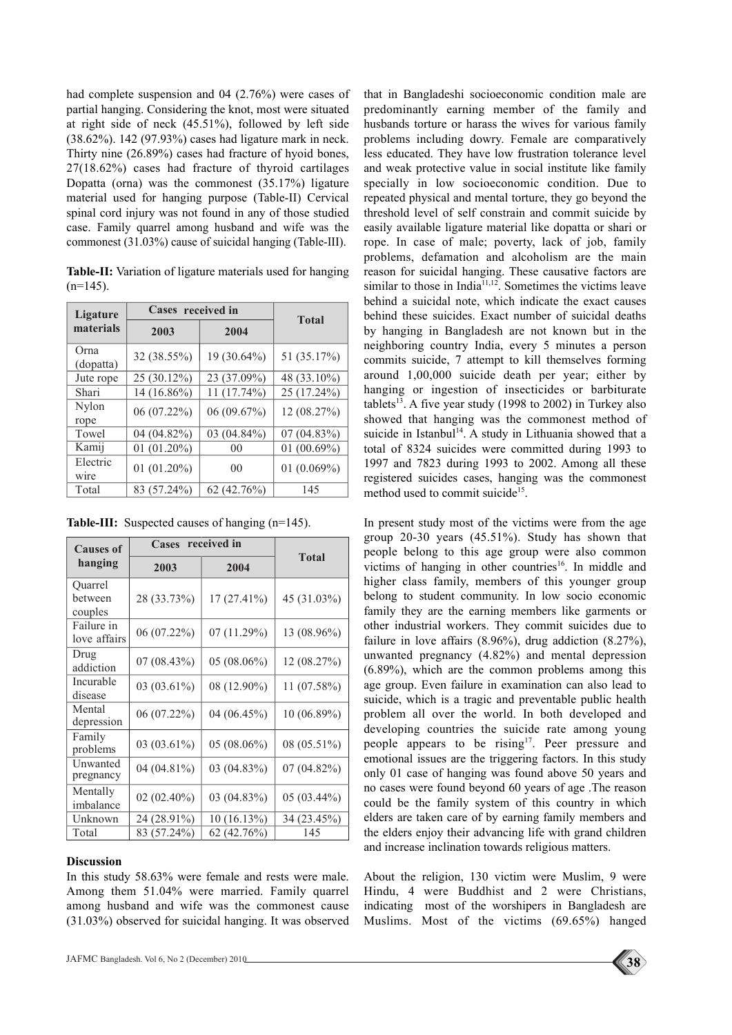had complete suspension and 04 (2.76%) were cases of partial hanging. Considering the knot, most were situated at right side of neck (45.51%), followed by left side (38.62%). 142 (97.93%) cases had ligature mark in neck. Thirty nine (26.89%) cases had fracture of hyoid bones, 27(18.62%) cases had fracture of thyroid cartilages Dopatta (orna) was the commonest (35.17%) ligature material used for hanging purpose (Table-II) Cervical spinal cord injury was not found in any of those studied case. Family quarrel among husband and wife was the commonest (31.03%) cause of suicidal hanging (Table-III).

**Table-II:** Variation of ligature materials used for hanging (n=145).

| Ligature materials | Cases received in | | Total |
|---|---|---|---|
| | 2003 | 2004 | |
| Orna (dopatta) | 32 (38.55%) | 19 (30.64%) | 51 (35.17%) |
| Jute rope | 25 (30.12%) | 23 (37.09%) | 48 (33.10%) |
| Shari | 14 (16.86%) | 11 (17.74%) | 25 (17.24%) |
| Nylon rope | 06 (07.22%) | 06 (09.67%) | 12 (08.27%) |
| Towel | 04 (04.82%) | 03 (04.84%) | 07 (04.83%) |
| Kamij | 01 (01.20%) | 00 | 01 (00.69%) |
| Electric wire | 01 (01.20%) | 00 | 01 (0.069%) |
| Total | 83 (57.24%) | 62 (42.76%) | 145 |

**Table-III:** Suspected causes of hanging (n=145).

| Causes of hanging | Cases received in | | Total |
|---|---|---|---|
| | 2003 | 2004 | |
| Quarrel between couples | 28 (33.73%) | 17 (27.41%) | 45 (31.03%) |
| Failure in love affairs | 06 (07.22%) | 07 (11.29%) | 13 (08.96%) |
| Drug addiction | 07 (08.43%) | 05 (08.06%) | 12 (08.27%) |
| Incurable disease | 03 (03.61%) | 08 (12.90%) | 11 (07.58%) |
| Mental depression | 06 (07.22%) | 04 (06.45%) | 10 (06.89%) |
| Family problems | 03 (03.61%) | 05 (08.06%) | 08 (05.51%) |
| Unwanted pregnancy | 04 (04.81%) | 03 (04.83%) | 07 (04.82%) |
| Mentally imbalance | 02 (02.40%) | 03 (04.83%) | 05 (03.44%) |
| Unknown | 24 (28.91%) | 10 (16.13%) | 34 (23.45%) |
| Total | 83 (57.24%) | 62 (42.76%) | 145 |

## Discussion

In this study 58.63% were female and rests were male. Among them 51.04% were married. Family quarrel among husband and wife was the commonest cause (31.03%) observed for suicidal hanging. It was observed that in Bangladeshi socioeconomic condition male are predominantly earning member of the family and husbands torture or harass the wives for various family problems including dowry. Female are comparatively less educated. They have low frustration tolerance level and weak protective value in social institute like family specially in low socioeconomic condition. Due to repeated physical and mental torture, they go beyond the threshold level of self constrain and commit suicide by easily available ligature material like dopatta or shari or rope. In case of male; poverty, lack of job, family problems, defamation and alcoholism are the main reason for suicidal hanging. These causative factors are similar to those in India[11,12]. Sometimes the victims leave behind a suicidal note, which indicate the exact causes behind these suicides. Exact number of suicidal deaths by hanging in Bangladesh are not known but in the neighboring country India, every 5 minutes a person commits suicide, 7 attempt to kill themselves forming around 1,00,000 suicide death per year; either by hanging or ingestion of insecticides or barbiturate tablets[13]. A five year study (1998 to 2002) in Turkey also showed that hanging was the commonest method of suicide in Istanbul[14]. A study in Lithuania showed that a total of 8324 suicides were committed during 1993 to 1997 and 7823 during 1993 to 2002. Among all these registered suicides cases, hanging was the commonest method used to commit suicide[15].

In present study most of the victims were from the age group 20-30 years (45.51%). Study has shown that people belong to this age group were also common victims of hanging in other countries[16]. In middle and higher class family, members of this younger group belong to student community. In low socio economic family they are the earning members like garments or other industrial workers. They commit suicides due to failure in love affairs (8.96%), drug addiction (8.27%), unwanted pregnancy (4.82%) and mental depression (6.89%), which are the common problems among this age group. Even failure in examination can also lead to suicide, which is a tragic and preventable public health problem all over the world. In both developed and developing countries the suicide rate among young people appears to be rising[17]. Peer pressure and emotional issues are the triggering factors. In this study only 01 case of hanging was found above 50 years and no cases were found beyond 60 years of age .The reason could be the family system of this country in which elders are taken care of by earning family members and the elders enjoy their advancing life with grand children and increase inclination towards religious matters.

About the religion, 130 victim were Muslim, 9 were Hindu, 4 were Buddhist and 2 were Christians, indicating most of the worshipers in Bangladesh are Muslims. Most of the victims (69.65%) hanged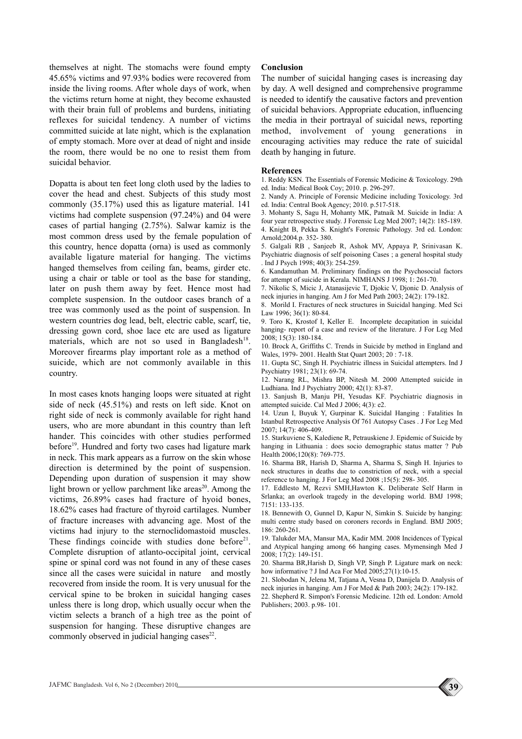themselves at night. The stomachs were found empty 45.65% victims and 97.93% bodies were recovered from inside the living rooms. After whole days of work, when the victims return home at night, they become exhausted with their brain full of problems and burdens, initiating reflexes for suicidal tendency. A number of victims committed suicide at late night, which is the explanation of empty stomach. More over at dead of night and inside the room, there would be no one to resist them from suicidal behavior.

Dopatta is about ten feet long cloth used by the ladies to cover the head and chest. Subjects of this study most commonly (35.17%) used this as ligature material. 141 victims had complete suspension (97.24%) and 04 were cases of partial hanging (2.75%). Salwar kamiz is the most common dress used by the female population of this country, hence dopatta (orna) is used as commonly available ligature material for hanging. The victims hanged themselves from ceiling fan, beams, girder etc. using a chair or table or tool as the base for standing, later on push them away by feet. Hence most had complete suspension. In the outdoor cases branch of a tree was commonly used as the point of suspension. In western countries dog lead, belt, electric cable, scarf, tie, dressing gown cord, shoe lace etc are used as ligature materials, which are not so used in Bangladesh[18]. Moreover firearms play important role as a method of suicide, which are not commonly available in this country.

In most cases knots hanging loops were situated at right side of neck (45.51%) and rests on left side. Knot on right side of neck is commonly available for right hand users, who are more abundant in this country than left hander. This coincides with other studies performed before[19]. Hundred and forty two cases had ligature mark in neck. This mark appears as a furrow on the skin whose direction is determined by the point of suspension. Depending upon duration of suspension it may show light brown or yellow parchment like areas[20]. Among the victims, 26.89% cases had fracture of hyoid bones, 18.62% cases had fracture of thyroid cartilages. Number of fracture increases with advancing age. Most of the victims had injury to the sternoclidomastoid muscles. These findings coincide with studies done before[21]. Complete disruption of atlanto-occipital joint, cervical spine or spinal cord was not found in any of these cases since all the cases were suicidal in nature and mostly recovered from inside the room. It is very unusual for the cervical spine to be broken in suicidal hanging cases unless there is long drop, which usually occur when the victim selects a branch of a high tree as the point of suspension for hanging. These disruptive changes are commonly observed in judicial hanging cases[22].

## Conclusion

The number of suicidal hanging cases is increasing day by day. A well designed and comprehensive programme is needed to identify the causative factors and prevention of suicidal behaviors. Appropriate education, influencing the media in their portrayal of suicidal news, reporting method, involvement of young generations in encouraging activities may reduce the rate of suicidal death by hanging in future.

### References

1. Reddy KSN. The Essentials of Forensic Medicine & Toxicology. 29th ed. India: Medical Book Coy; 2010. p. 296-297.
2. Nandy A. Principle of Forensic Medicine including Toxicology. 3rd ed. India: Central Book Agency; 2010. p.517-518.
3. Mohanty S, Sagu H, Mohanty MK, Patnaik M. Suicide in India: A four year retrospective study. J Forensic Leg Med 2007; 14(2): 185-189.
4. Knight B, Pekka S. Knight's Forensic Pathology. 3rd ed. London: Arnold;2004.p. 352- 380.
5. Galgali RB , Sanjeeb R, Ashok MV, Appaya P, Srinivasan K. Psychiatric diagnosis of self poisoning Cases ; a general hospital study . Ind J Psych 1998; 40(3): 254-259.
6. Kandamuthan M. Preliminary findings on the Psychosocial factors for attempt of suicide in Kerala. NIMHANS J 1998; 1: 261-70.
7. Nikolic S, Micic J, Atanasijevic T, Djokic V, Djonic D. Analysis of neck injuries in hanging. Am J for Med Path 2003; 24(2): 179-182.
8. Morild I. Fractures of neck structures in Suicidal hanging. Med Sci Law 1996; 36(1): 80-84.
9. Toro K, Krostof I, Keller E. Incomplete decapitation in suicidal hanging- report of a case and review of the literature. J For Leg Med 2008; 15(3): 180-184.
10. Brock A, Griffiths C. Trends in Suicide by method in England and Wales, 1979- 2001. Health Stat Quart 2003; 20 : 7-18.
11. Gupta SC, Singh H. Psychiatric illness in Suicidal attempters. Ind J Psychiatry 1981; 23(1): 69-74.
12. Narang RL, Mishra BP, Nitesh M. 2000 Attempted suicide in Ludhiana. Ind J Psychiatry 2000; 42(1): 83-87.
13. Sanjush B, Manju PH, Yesudas KF. Psychiatric diagnosis in attempted suicide. Cal Med J 2006; 4(3): e2.
14. Uzun I, Buyuk Y, Gurpinar K. Suicidal Hanging : Fatalities In Istanbul Retrospective Analysis Of 761 Autopsy Cases . J For Leg Med 2007; 14(7): 406-409.
15. Starkuviene S, Kalediene R, Petrauskiene J. Epidemic of Suicide by hanging in Lithuania : does socio demographic status matter ? Pub Health 2006;120(8): 769-775.
16. Sharma BR, Harish D, Sharma A, Sharma S, Singh H. Injuries to neck structures in deaths due to constriction of neck, with a special reference to hanging. J For Leg Med 2008 ;15(5): 298- 305.
17. Eddlesto M, Rezvi SMH,Hawton K. Deliberate Self Harm in Srlanka; an overlook tragedy in the developing world. BMJ 1998; 7151: 133-135.
18. Bennewith O, Gunnel D, Kapur N, Simkin S. Suicide by hanging: multi centre study based on coroners records in England. BMJ 2005; 186: 260-261.
19. Talukder MA, Mansur MA, Kadir MM. 2008 Incidences of Typical and Atypical hanging among 66 hanging cases. Mymensingh Med J 2008; 17(2): 149-151.
20. Sharma BR,Harish D, Singh VP, Singh P. Ligature mark on neck: how informative ? J Ind Aca For Med 2005;27(1):10-15.
21. Slobodan N, Jelena M, Tatjana A, Vesna D, Danijela D. Analysis of neck injuries in hanging. Am J For Med & Path 2003; 24(2): 179-182.
22. Shepherd R. Simpon's Forensic Medicine. 12th ed. London: Arnold Publishers; 2003. p.98- 101.